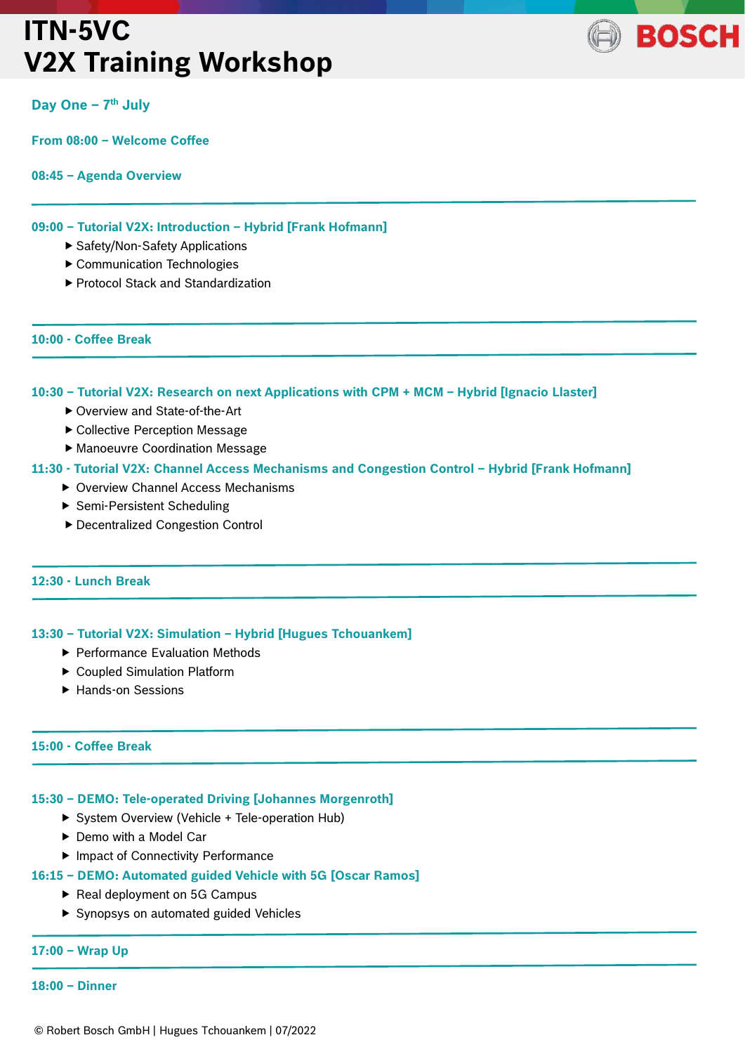# ITN-5VC
# V2X Training Workshop

BOSCH

## Day One – 7th July

**From 08:00 – Welcome Coffee**

**08:45 – Agenda Overview**

---

**09:00 – Tutorial V2X: Introduction – Hybrid [Frank Hofmann]**

- Safety/Non-Safety Applications
- Communication Technologies
- Protocol Stack and Standardization

---

**10:00 - Coffee Break**

---

**10:30 – Tutorial V2X: Research on next Applications with CPM + MCM – Hybrid [Ignacio Llaster]**

- Overview and State-of-the-Art
- Collective Perception Message
- Manoeuvre Coordination Message

**11:30 - Tutorial V2X: Channel Access Mechanisms and Congestion Control – Hybrid [Frank Hofmann]**

- Overview Channel Access Mechanisms
- Semi-Persistent Scheduling
- Decentralized Congestion Control

---

**12:30 - Lunch Break**

---

**13:30 – Tutorial V2X: Simulation – Hybrid [Hugues Tchouankem]**

- Performance Evaluation Methods
- Coupled Simulation Platform
- Hands-on Sessions

---

**15:00 - Coffee Break**

---

**15:30 – DEMO: Tele-operated Driving [Johannes Morgenroth]**

- System Overview (Vehicle + Tele-operation Hub)
- Demo with a Model Car
- Impact of Connectivity Performance

**16:15 – DEMO: Automated guided Vehicle with 5G [Oscar Ramos]**

- Real deployment on 5G Campus
- Synopsys on automated guided Vehicles

---

**17:00 – Wrap Up**

---

**18:00 – Dinner**

© Robert Bosch GmbH | Hugues Tchouankem | 07/2022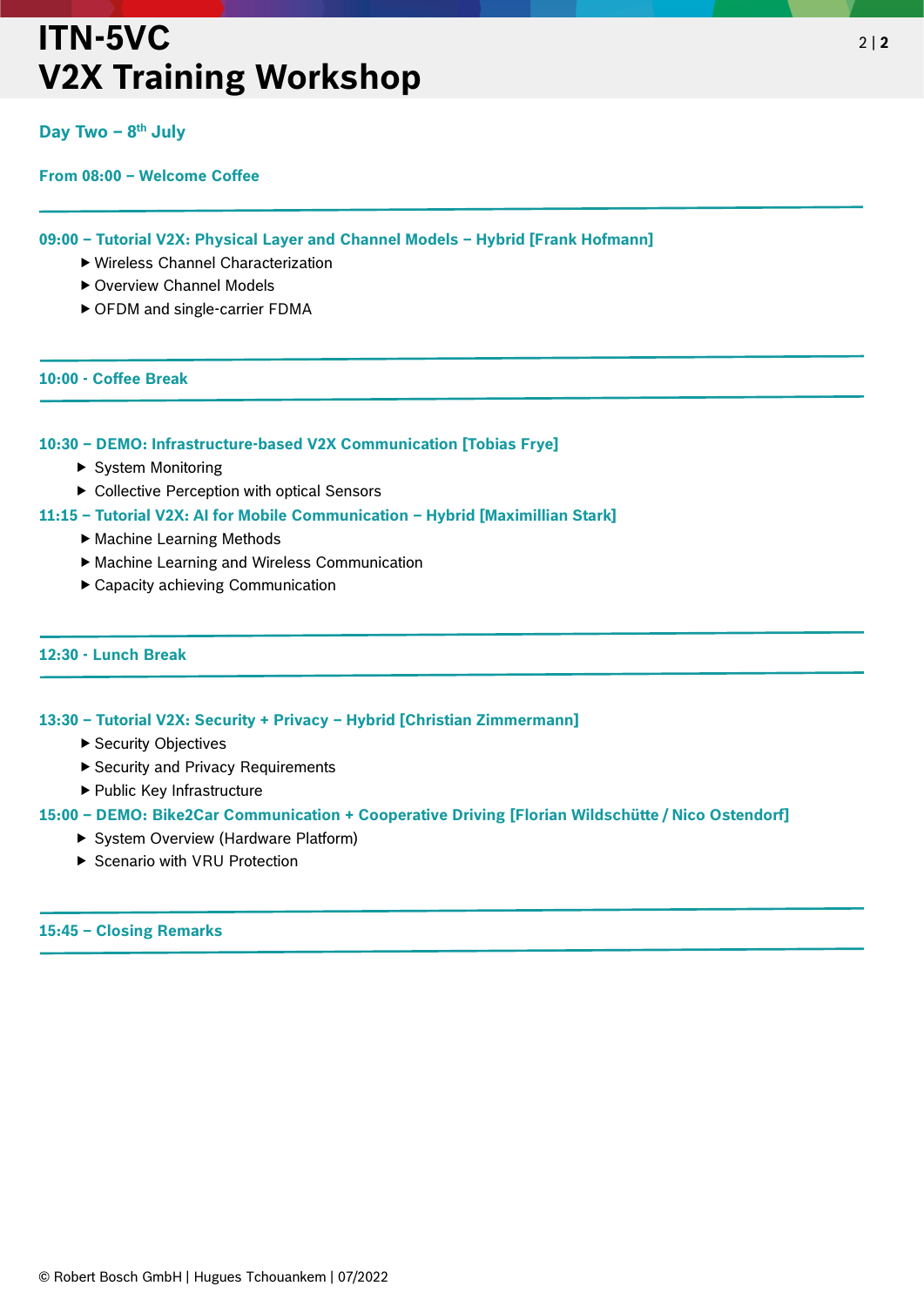# ITN-5VC
# V2X Training Workshop

## Day Two – 8th July

### From 08:00 – Welcome Coffee

---

### 09:00 – Tutorial V2X: Physical Layer and Channel Models – Hybrid [Frank Hofmann]

- Wireless Channel Characterization
- Overview Channel Models
- OFDM and single-carrier FDMA

---

### 10:00 - Coffee Break

---

### 10:30 – DEMO: Infrastructure-based V2X Communication [Tobias Frye]

- System Monitoring
- Collective Perception with optical Sensors

### 11:15 – Tutorial V2X: AI for Mobile Communication – Hybrid [Maximillian Stark]

- Machine Learning Methods
- Machine Learning and Wireless Communication
- Capacity achieving Communication

---

### 12:30 - Lunch Break

---

### 13:30 – Tutorial V2X: Security + Privacy – Hybrid [Christian Zimmermann]

- Security Objectives
- Security and Privacy Requirements
- Public Key Infrastructure

### 15:00 – DEMO: Bike2Car Communication + Cooperative Driving [Florian Wildschütte / Nico Ostendorf]

- System Overview (Hardware Platform)
- Scenario with VRU Protection

---

### 15:45 – Closing Remarks

---

© Robert Bosch GmbH | Hugues Tchouankem | 07/2022